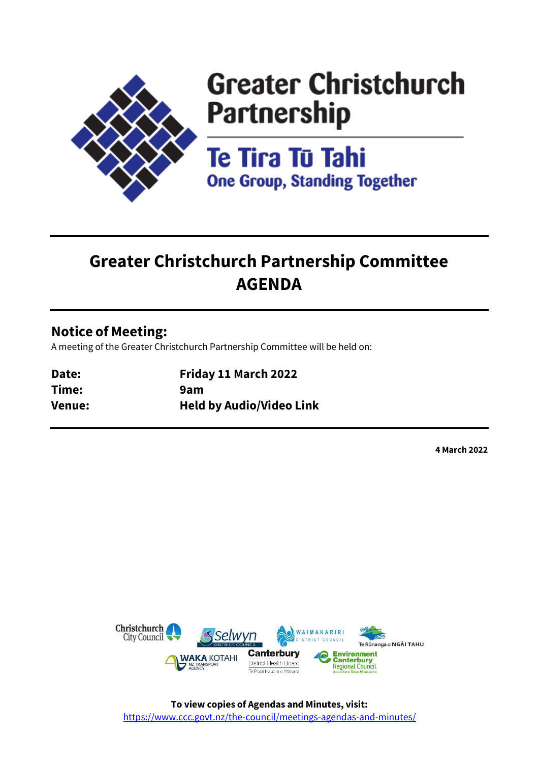# Greater Christchurch Partnership

## Te Tira Tū Tahi

**One Group, Standing Together**

# Greater Christchurch Partnership Committee AGENDA

## Notice of Meeting:

A meeting of the Greater Christchurch Partnership Committee will be held on:

| | |
|---|---|
| **Date:** | **Friday 11 March 2022** |
| **Time:** | **9am** |
| **Venue:** | **Held by Audio/Video Link** |

**4 March 2022**

**To view copies of Agendas and Minutes, visit:**
https://www.ccc.govt.nz/the-council/meetings-agendas-and-minutes/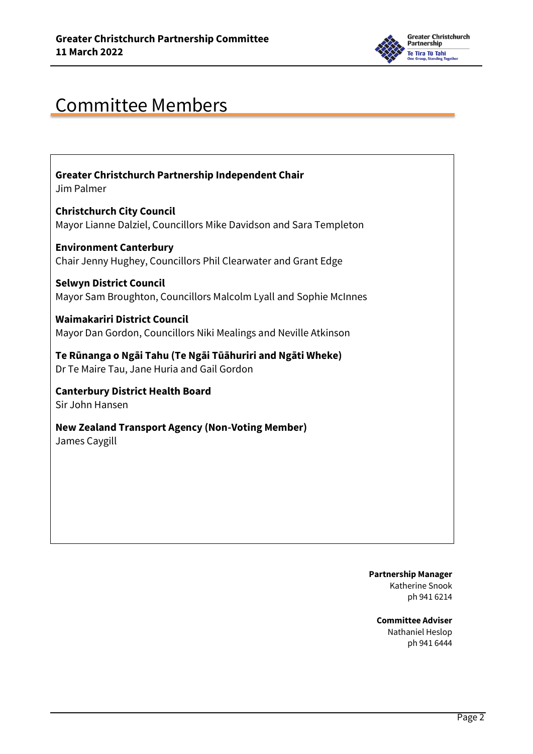# Committee Members

**Greater Christchurch Partnership Independent Chair**
Jim Palmer

**Christchurch City Council**
Mayor Lianne Dalziel, Councillors Mike Davidson and Sara Templeton

**Environment Canterbury**
Chair Jenny Hughey, Councillors Phil Clearwater and Grant Edge

**Selwyn District Council**
Mayor Sam Broughton, Councillors Malcolm Lyall and Sophie McInnes

**Waimakariri District Council**
Mayor Dan Gordon, Councillors Niki Mealings and Neville Atkinson

**Te Rūnanga o Ngāi Tahu (Te Ngāi Tūāhuriri and Ngāti Wheke)**
Dr Te Maire Tau, Jane Huria and Gail Gordon

**Canterbury District Health Board**
Sir John Hansen

**New Zealand Transport Agency (Non-Voting Member)**
James Caygill

**Partnership Manager**
Katherine Snook
ph 941 6214

**Committee Adviser**
Nathaniel Heslop
ph 941 6444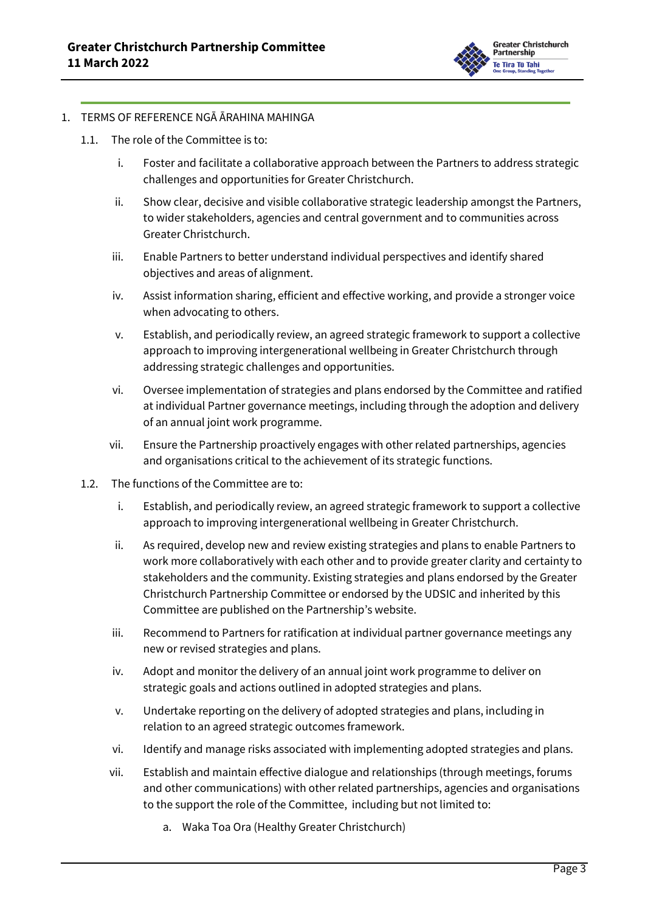1. TERMS OF REFERENCE NGĀ ĀRAHINA MAHINGA

   1.1. The role of the Committee is to:

      i. Foster and facilitate a collaborative approach between the Partners to address strategic challenges and opportunities for Greater Christchurch.

      ii. Show clear, decisive and visible collaborative strategic leadership amongst the Partners, to wider stakeholders, agencies and central government and to communities across Greater Christchurch.

      iii. Enable Partners to better understand individual perspectives and identify shared objectives and areas of alignment.

      iv. Assist information sharing, efficient and effective working, and provide a stronger voice when advocating to others.

      v. Establish, and periodically review, an agreed strategic framework to support a collective approach to improving intergenerational wellbeing in Greater Christchurch through addressing strategic challenges and opportunities.

      vi. Oversee implementation of strategies and plans endorsed by the Committee and ratified at individual Partner governance meetings, including through the adoption and delivery of an annual joint work programme.

      vii. Ensure the Partnership proactively engages with other related partnerships, agencies and organisations critical to the achievement of its strategic functions.

   1.2. The functions of the Committee are to:

      i. Establish, and periodically review, an agreed strategic framework to support a collective approach to improving intergenerational wellbeing in Greater Christchurch.

      ii. As required, develop new and review existing strategies and plans to enable Partners to work more collaboratively with each other and to provide greater clarity and certainty to stakeholders and the community. Existing strategies and plans endorsed by the Greater Christchurch Partnership Committee or endorsed by the UDSIC and inherited by this Committee are published on the Partnership's website.

      iii. Recommend to Partners for ratification at individual partner governance meetings any new or revised strategies and plans.

      iv. Adopt and monitor the delivery of an annual joint work programme to deliver on strategic goals and actions outlined in adopted strategies and plans.

      v. Undertake reporting on the delivery of adopted strategies and plans, including in relation to an agreed strategic outcomes framework.

      vi. Identify and manage risks associated with implementing adopted strategies and plans.

      vii. Establish and maintain effective dialogue and relationships (through meetings, forums and other communications) with other related partnerships, agencies and organisations to the support the role of the Committee, including but not limited to:

         a. Waka Toa Ora (Healthy Greater Christchurch)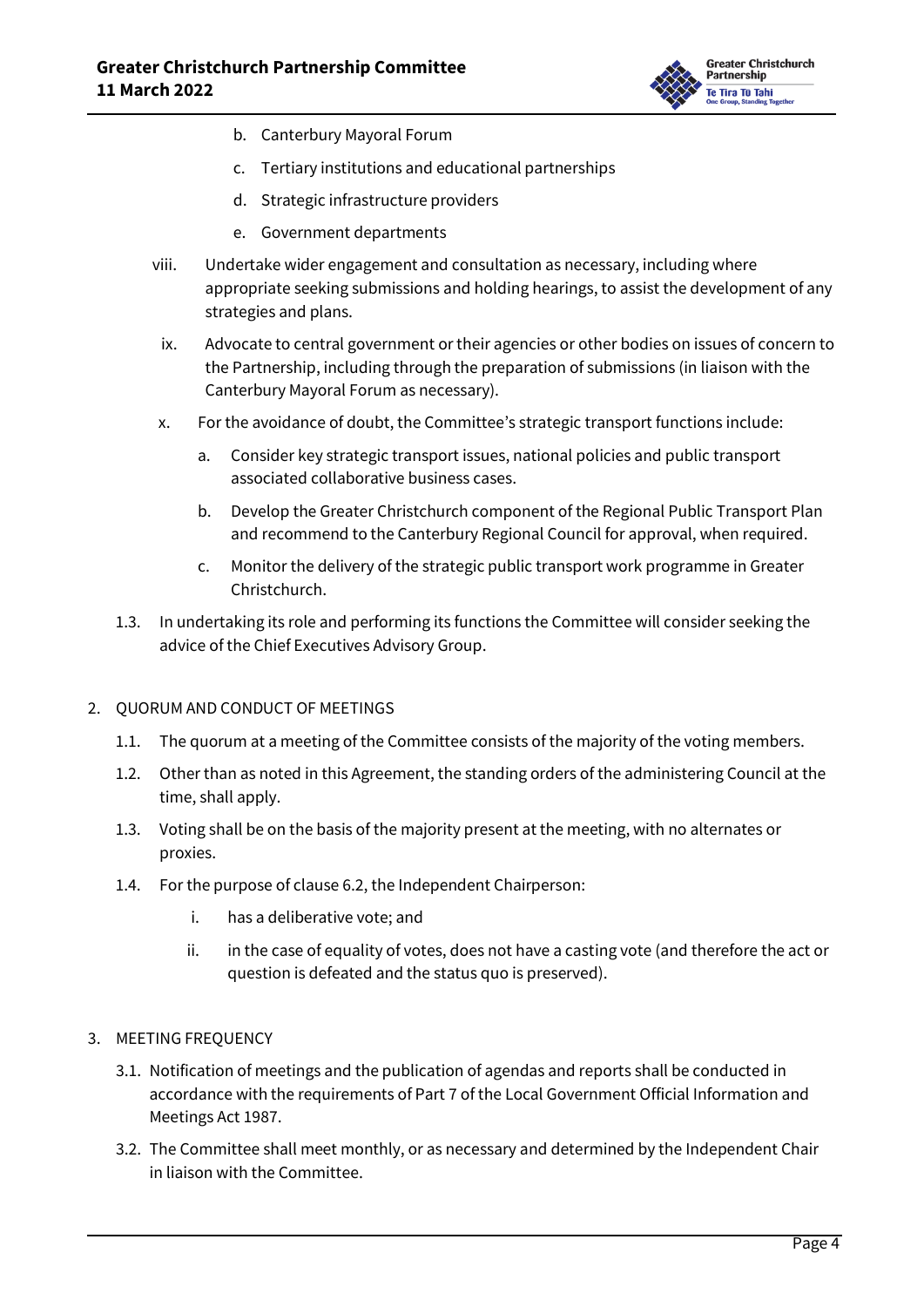b. Canterbury Mayoral Forum

c. Tertiary institutions and educational partnerships

d. Strategic infrastructure providers

e. Government departments

viii. Undertake wider engagement and consultation as necessary, including where appropriate seeking submissions and holding hearings, to assist the development of any strategies and plans.

ix. Advocate to central government or their agencies or other bodies on issues of concern to the Partnership, including through the preparation of submissions (in liaison with the Canterbury Mayoral Forum as necessary).

x. For the avoidance of doubt, the Committee's strategic transport functions include:

   a. Consider key strategic transport issues, national policies and public transport associated collaborative business cases.

   b. Develop the Greater Christchurch component of the Regional Public Transport Plan and recommend to the Canterbury Regional Council for approval, when required.

   c. Monitor the delivery of the strategic public transport work programme in Greater Christchurch.

1.3. In undertaking its role and performing its functions the Committee will consider seeking the advice of the Chief Executives Advisory Group.

2. QUORUM AND CONDUCT OF MEETINGS

   1.1. The quorum at a meeting of the Committee consists of the majority of the voting members.

   1.2. Other than as noted in this Agreement, the standing orders of the administering Council at the time, shall apply.

   1.3. Voting shall be on the basis of the majority present at the meeting, with no alternates or proxies.

   1.4. For the purpose of clause 6.2, the Independent Chairperson:

      i. has a deliberative vote; and

      ii. in the case of equality of votes, does not have a casting vote (and therefore the act or question is defeated and the status quo is preserved).

3. MEETING FREQUENCY

   3.1. Notification of meetings and the publication of agendas and reports shall be conducted in accordance with the requirements of Part 7 of the Local Government Official Information and Meetings Act 1987.

   3.2. The Committee shall meet monthly, or as necessary and determined by the Independent Chair in liaison with the Committee.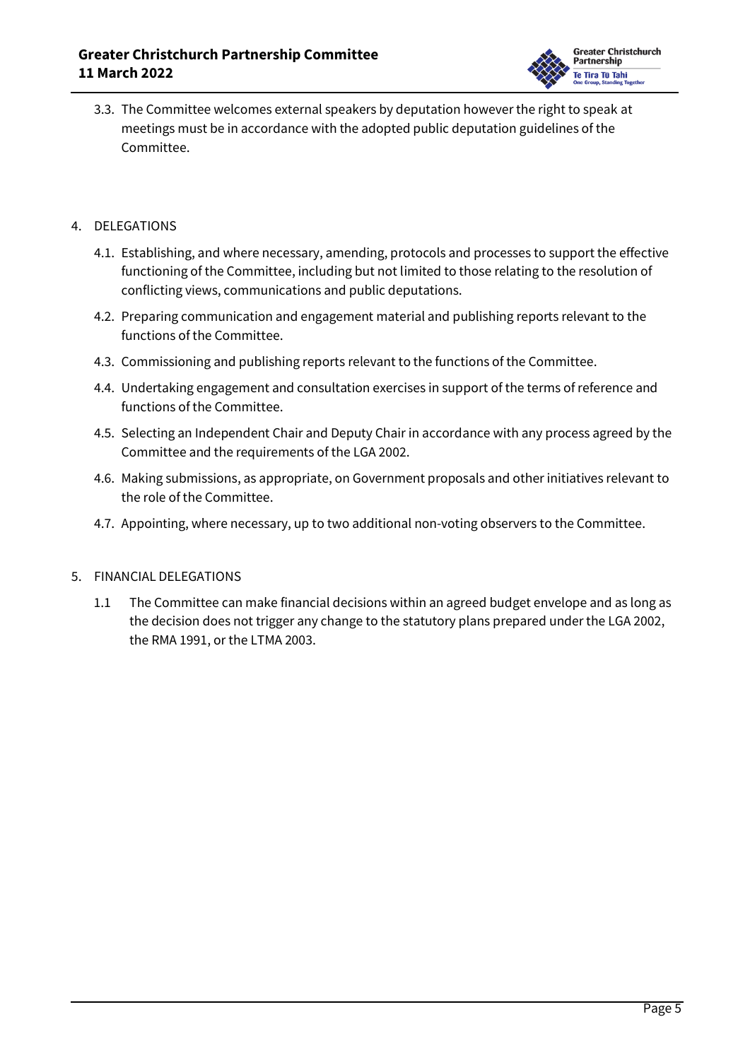3.3. The Committee welcomes external speakers by deputation however the right to speak at meetings must be in accordance with the adopted public deputation guidelines of the Committee.

4. DELEGATIONS

   4.1. Establishing, and where necessary, amending, protocols and processes to support the effective functioning of the Committee, including but not limited to those relating to the resolution of conflicting views, communications and public deputations.

   4.2. Preparing communication and engagement material and publishing reports relevant to the functions of the Committee.

   4.3. Commissioning and publishing reports relevant to the functions of the Committee.

   4.4. Undertaking engagement and consultation exercises in support of the terms of reference and functions of the Committee.

   4.5. Selecting an Independent Chair and Deputy Chair in accordance with any process agreed by the Committee and the requirements of the LGA 2002.

   4.6. Making submissions, as appropriate, on Government proposals and other initiatives relevant to the role of the Committee.

   4.7. Appointing, where necessary, up to two additional non-voting observers to the Committee.

5. FINANCIAL DELEGATIONS

   1.1 The Committee can make financial decisions within an agreed budget envelope and as long as the decision does not trigger any change to the statutory plans prepared under the LGA 2002, the RMA 1991, or the LTMA 2003.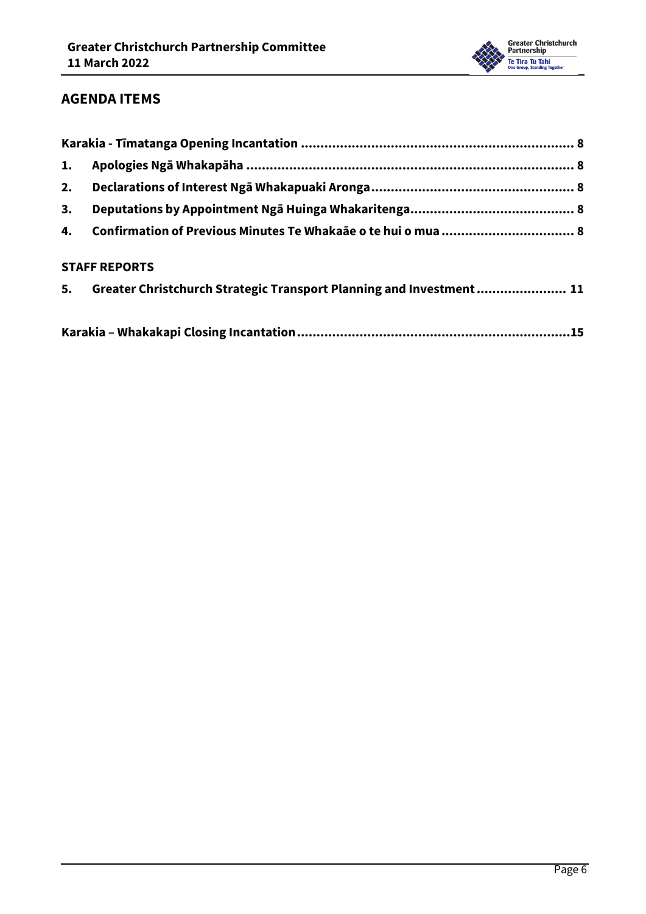## AGENDA ITEMS

**Karakia - Tīmatanga Opening Incantation** ..................................................................... 8

1. **Apologies Ngā Whakapāha** ................................................................................... 8
2. **Declarations of Interest Ngā Whakapuaki Aronga** .................................................... 8
3. **Deputations by Appointment Ngā Huinga Whakaritenga** .......................................... 8
4. **Confirmation of Previous Minutes Te Whakaāe o te hui o mua** .................................. 8

### STAFF REPORTS

5. **Greater Christchurch Strategic Transport Planning and Investment** ....................... 11

**Karakia – Whakakapi Closing Incantation** ..................................................................... 15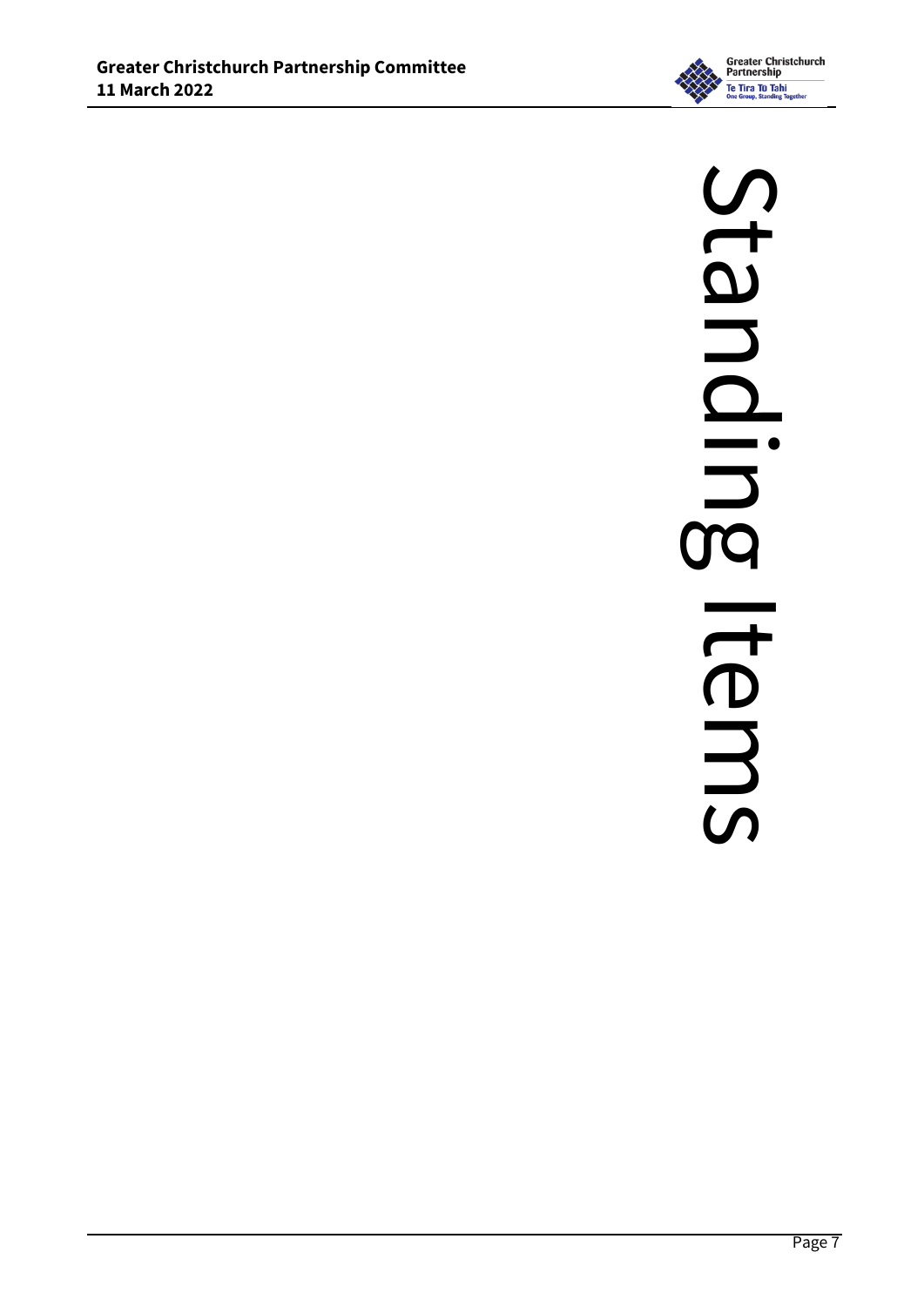# Standing Items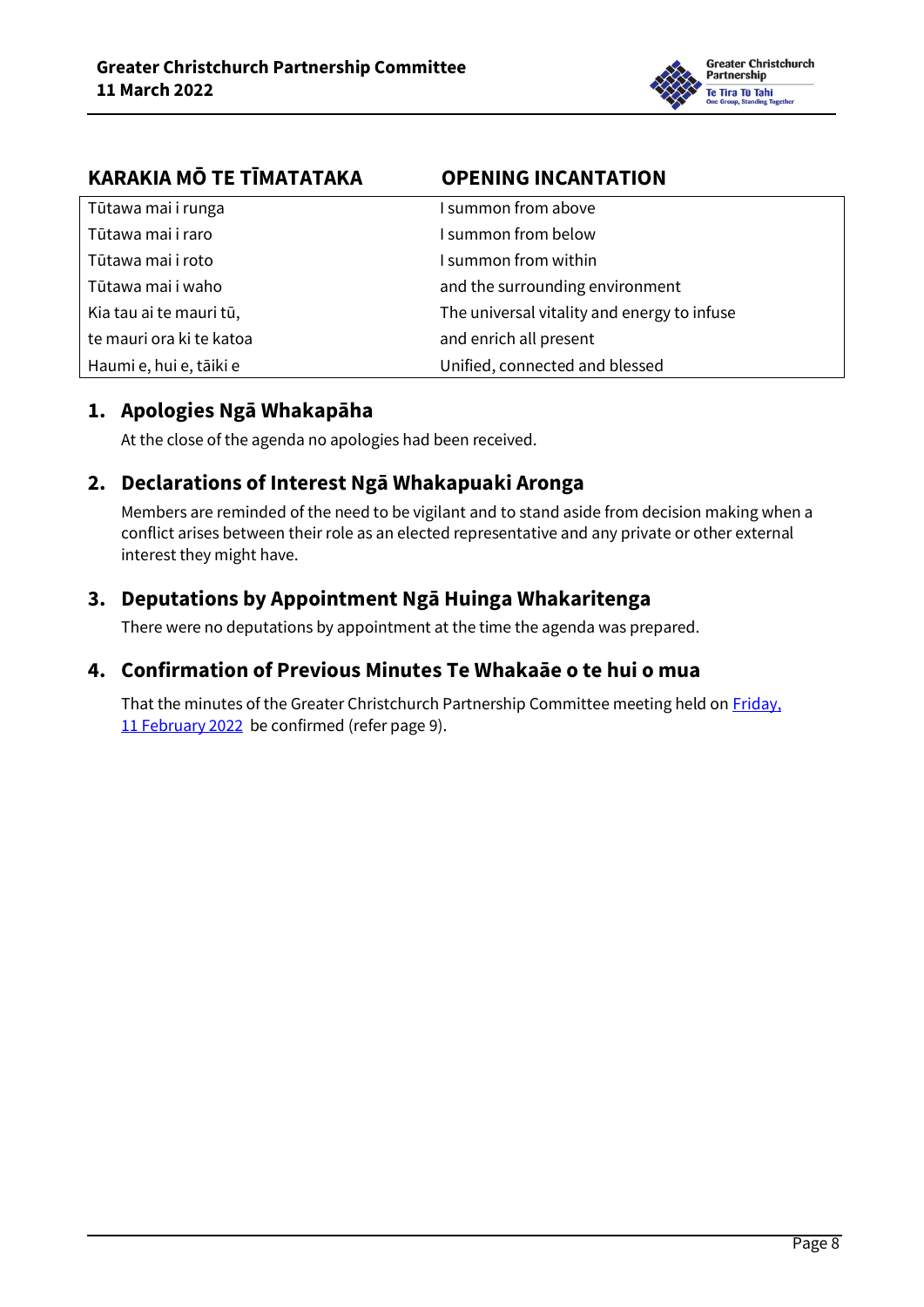| KARAKIA MŌ TE TĪMATATAKA | OPENING INCANTATION |
| --- | --- |
| Tūtawa mai i runga | I summon from above |
| Tūtawa mai i raro | I summon from below |
| Tūtawa mai i roto | I summon from within |
| Tūtawa mai i waho | and the surrounding environment |
| Kia tau ai te mauri tū, | The universal vitality and energy to infuse |
| te mauri ora ki te katoa | and enrich all present |
| Haumi e, hui e, tāiki e | Unified, connected and blessed |

## 1. Apologies Ngā Whakapāha

At the close of the agenda no apologies had been received.

## 2. Declarations of Interest Ngā Whakapuaki Aronga

Members are reminded of the need to be vigilant and to stand aside from decision making when a conflict arises between their role as an elected representative and any private or other external interest they might have.

## 3. Deputations by Appointment Ngā Huinga Whakaritenga

There were no deputations by appointment at the time the agenda was prepared.

## 4. Confirmation of Previous Minutes Te Whakaāe o te hui o mua

That the minutes of the Greater Christchurch Partnership Committee meeting held on Friday, 11 February 2022 be confirmed (refer page 9).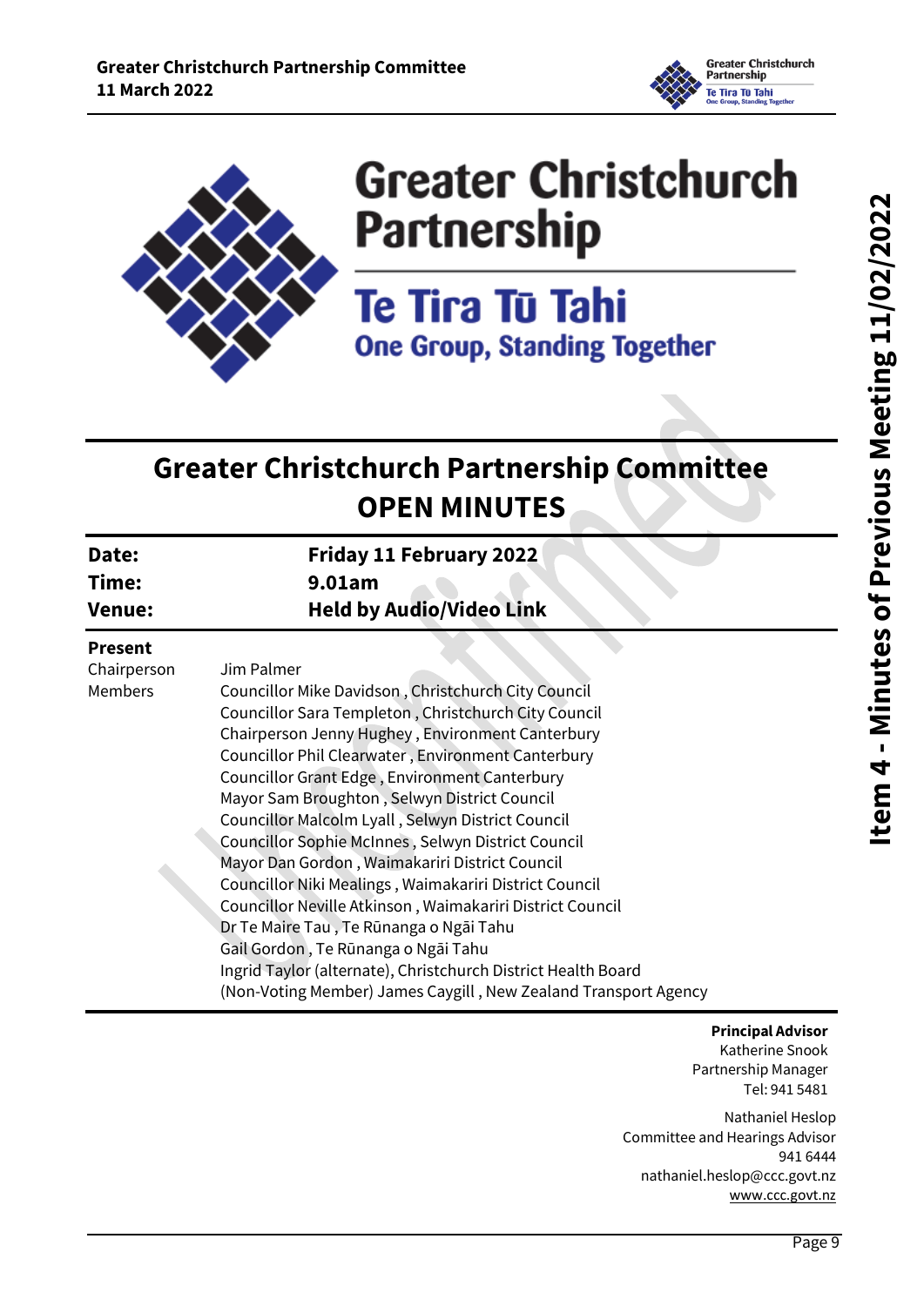# Greater Christchurch Partnership

## Te Tira Tū Tahi

### One Group, Standing Together

# Greater Christchurch Partnership Committee OPEN MINUTES

| | |
|---|---|
| **Date:** | **Friday 11 February 2022** |
| **Time:** | **9.01am** |
| **Venue:** | **Held by Audio/Video Link** |

**Present**

| | |
|---|---|
| Chairperson | Jim Palmer |
| Members | Councillor Mike Davidson , Christchurch City Council |
| | Councillor Sara Templeton , Christchurch City Council |
| | Chairperson Jenny Hughey , Environment Canterbury |
| | Councillor Phil Clearwater , Environment Canterbury |
| | Councillor Grant Edge , Environment Canterbury |
| | Mayor Sam Broughton , Selwyn District Council |
| | Councillor Malcolm Lyall , Selwyn District Council |
| | Councillor Sophie McInnes , Selwyn District Council |
| | Mayor Dan Gordon , Waimakariri District Council |
| | Councillor Niki Mealings , Waimakariri District Council |
| | Councillor Neville Atkinson , Waimakariri District Council |
| | Dr Te Maire Tau , Te Rūnanga o Ngāi Tahu |
| | Gail Gordon , Te Rūnanga o Ngāi Tahu |
| | Ingrid Taylor (alternate), Christchurch District Health Board |
| | (Non-Voting Member) James Caygill , New Zealand Transport Agency |

**Principal Advisor**
Katherine Snook
Partnership Manager
Tel: 941 5481

Nathaniel Heslop
Committee and Hearings Advisor
941 6444
nathaniel.heslop@ccc.govt.nz
www.ccc.govt.nz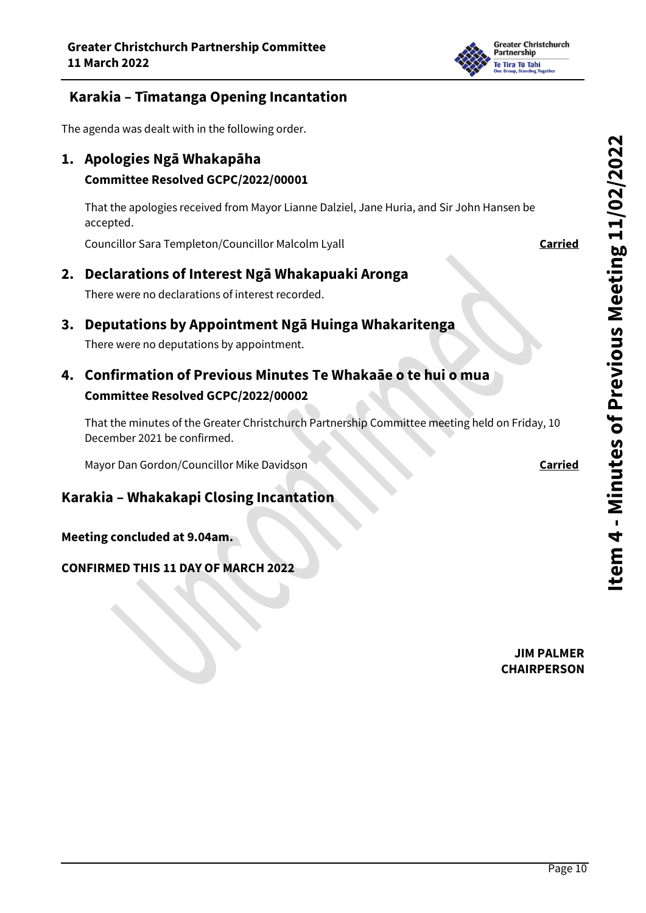## Karakia – Tīmatanga Opening Incantation

The agenda was dealt with in the following order.

## 1. Apologies Ngā Whakapāha

**Committee Resolved GCPC/2022/00001**

That the apologies received from Mayor Lianne Dalziel, Jane Huria, and Sir John Hansen be accepted.

Councillor Sara Templeton/Councillor Malcolm Lyall **Carried**

## 2. Declarations of Interest Ngā Whakapuaki Aronga

There were no declarations of interest recorded.

## 3. Deputations by Appointment Ngā Huinga Whakaritenga

There were no deputations by appointment.

## 4. Confirmation of Previous Minutes Te Whakaāe o te hui o mua

**Committee Resolved GCPC/2022/00002**

That the minutes of the Greater Christchurch Partnership Committee meeting held on Friday, 10 December 2021 be confirmed.

Mayor Dan Gordon/Councillor Mike Davidson **Carried**

## Karakia – Whakakapi Closing Incantation

**Meeting concluded at 9.04am.**

**CONFIRMED THIS 11 DAY OF MARCH 2022**

**JIM PALMER**
**CHAIRPERSON**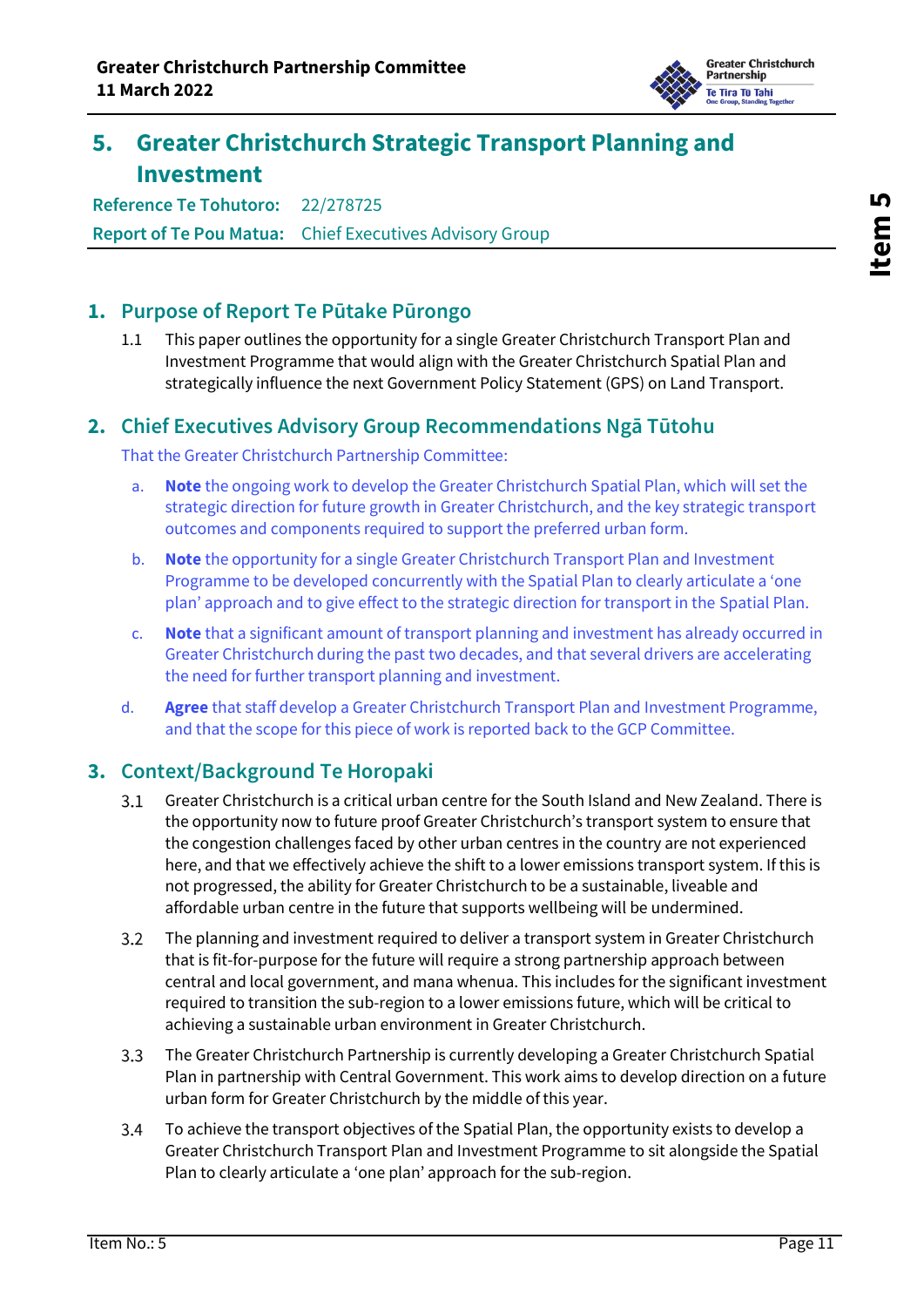# 5. Greater Christchurch Strategic Transport Planning and Investment

**Reference Te Tohutoro:** 22/278725

**Report of Te Pou Matua:** Chief Executives Advisory Group

## 1. Purpose of Report Te Pūtake Pūrongo

1.1 This paper outlines the opportunity for a single Greater Christchurch Transport Plan and Investment Programme that would align with the Greater Christchurch Spatial Plan and strategically influence the next Government Policy Statement (GPS) on Land Transport.

## 2. Chief Executives Advisory Group Recommendations Ngā Tūtohu

That the Greater Christchurch Partnership Committee:

a. **Note** the ongoing work to develop the Greater Christchurch Spatial Plan, which will set the strategic direction for future growth in Greater Christchurch, and the key strategic transport outcomes and components required to support the preferred urban form.

b. **Note** the opportunity for a single Greater Christchurch Transport Plan and Investment Programme to be developed concurrently with the Spatial Plan to clearly articulate a 'one plan' approach and to give effect to the strategic direction for transport in the Spatial Plan.

c. **Note** that a significant amount of transport planning and investment has already occurred in Greater Christchurch during the past two decades, and that several drivers are accelerating the need for further transport planning and investment.

d. **Agree** that staff develop a Greater Christchurch Transport Plan and Investment Programme, and that the scope for this piece of work is reported back to the GCP Committee.

## 3. Context/Background Te Horopaki

3.1 Greater Christchurch is a critical urban centre for the South Island and New Zealand. There is the opportunity now to future proof Greater Christchurch's transport system to ensure that the congestion challenges faced by other urban centres in the country are not experienced here, and that we effectively achieve the shift to a lower emissions transport system. If this is not progressed, the ability for Greater Christchurch to be a sustainable, liveable and affordable urban centre in the future that supports wellbeing will be undermined.

3.2 The planning and investment required to deliver a transport system in Greater Christchurch that is fit-for-purpose for the future will require a strong partnership approach between central and local government, and mana whenua. This includes for the significant investment required to transition the sub-region to a lower emissions future, which will be critical to achieving a sustainable urban environment in Greater Christchurch.

3.3 The Greater Christchurch Partnership is currently developing a Greater Christchurch Spatial Plan in partnership with Central Government. This work aims to develop direction on a future urban form for Greater Christchurch by the middle of this year.

3.4 To achieve the transport objectives of the Spatial Plan, the opportunity exists to develop a Greater Christchurch Transport Plan and Investment Programme to sit alongside the Spatial Plan to clearly articulate a 'one plan' approach for the sub-region.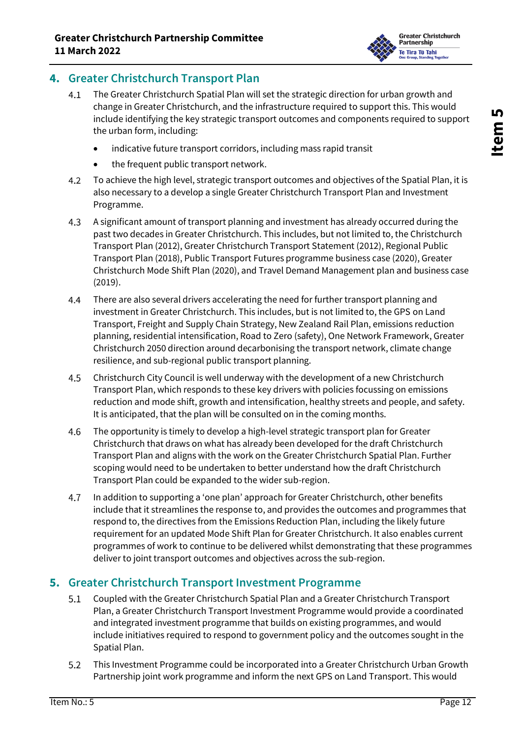## 4. Greater Christchurch Transport Plan

4.1 The Greater Christchurch Spatial Plan will set the strategic direction for urban growth and change in Greater Christchurch, and the infrastructure required to support this. This would include identifying the key strategic transport outcomes and components required to support the urban form, including:

- indicative future transport corridors, including mass rapid transit
- the frequent public transport network.

4.2 To achieve the high level, strategic transport outcomes and objectives of the Spatial Plan, it is also necessary to a develop a single Greater Christchurch Transport Plan and Investment Programme.

4.3 A significant amount of transport planning and investment has already occurred during the past two decades in Greater Christchurch. This includes, but not limited to, the Christchurch Transport Plan (2012), Greater Christchurch Transport Statement (2012), Regional Public Transport Plan (2018), Public Transport Futures programme business case (2020), Greater Christchurch Mode Shift Plan (2020), and Travel Demand Management plan and business case (2019).

4.4 There are also several drivers accelerating the need for further transport planning and investment in Greater Christchurch. This includes, but is not limited to, the GPS on Land Transport, Freight and Supply Chain Strategy, New Zealand Rail Plan, emissions reduction planning, residential intensification, Road to Zero (safety), One Network Framework, Greater Christchurch 2050 direction around decarbonising the transport network, climate change resilience, and sub-regional public transport planning.

4.5 Christchurch City Council is well underway with the development of a new Christchurch Transport Plan, which responds to these key drivers with policies focussing on emissions reduction and mode shift, growth and intensification, healthy streets and people, and safety. It is anticipated, that the plan will be consulted on in the coming months.

4.6 The opportunity is timely to develop a high-level strategic transport plan for Greater Christchurch that draws on what has already been developed for the draft Christchurch Transport Plan and aligns with the work on the Greater Christchurch Spatial Plan. Further scoping would need to be undertaken to better understand how the draft Christchurch Transport Plan could be expanded to the wider sub-region.

4.7 In addition to supporting a 'one plan' approach for Greater Christchurch, other benefits include that it streamlines the response to, and provides the outcomes and programmes that respond to, the directives from the Emissions Reduction Plan, including the likely future requirement for an updated Mode Shift Plan for Greater Christchurch. It also enables current programmes of work to continue to be delivered whilst demonstrating that these programmes deliver to joint transport outcomes and objectives across the sub-region.

## 5. Greater Christchurch Transport Investment Programme

5.1 Coupled with the Greater Christchurch Spatial Plan and a Greater Christchurch Transport Plan, a Greater Christchurch Transport Investment Programme would provide a coordinated and integrated investment programme that builds on existing programmes, and would include initiatives required to respond to government policy and the outcomes sought in the Spatial Plan.

5.2 This Investment Programme could be incorporated into a Greater Christchurch Urban Growth Partnership joint work programme and inform the next GPS on Land Transport. This would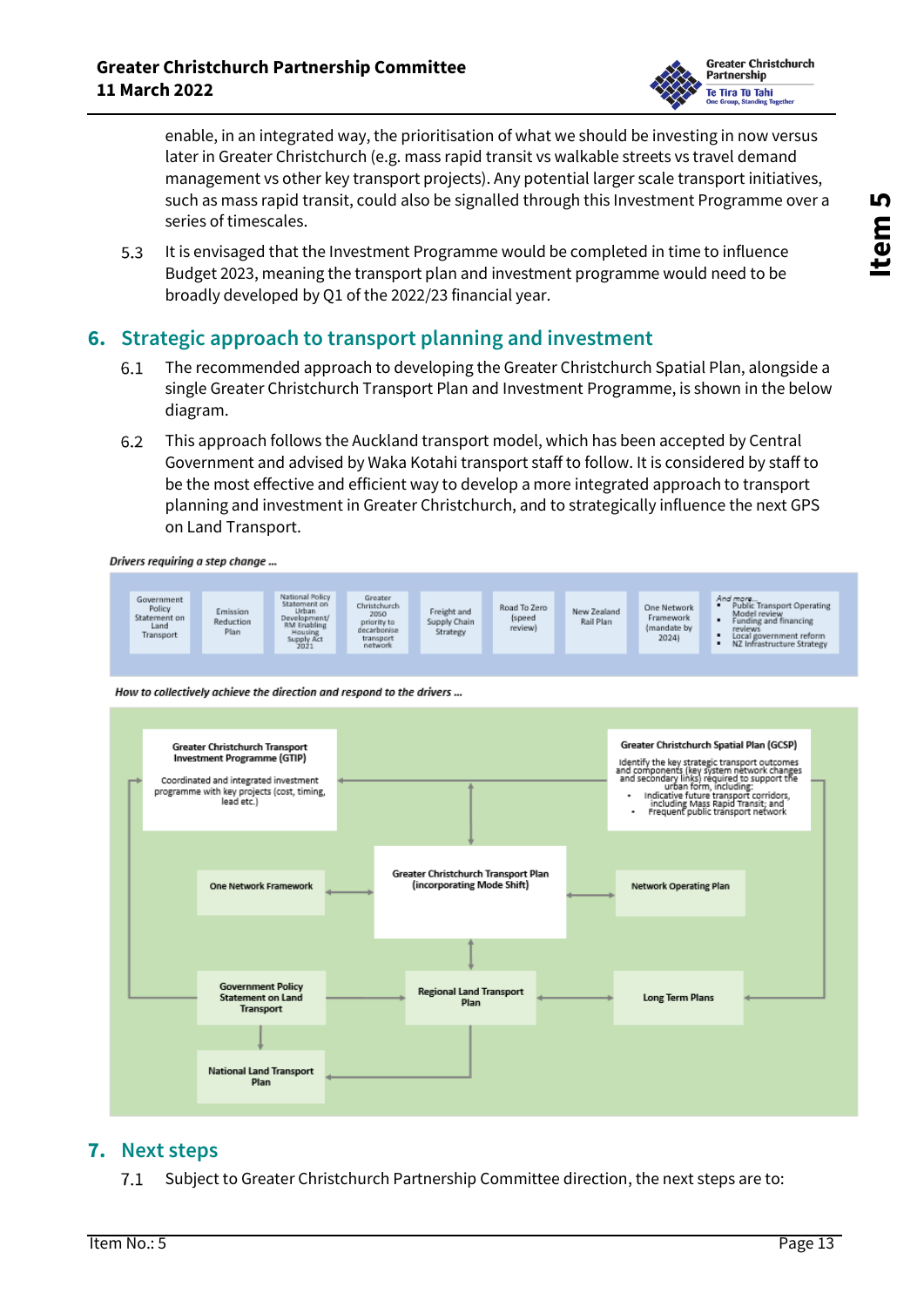enable, in an integrated way, the prioritisation of what we should be investing in now versus later in Greater Christchurch (e.g. mass rapid transit vs walkable streets vs travel demand management vs other key transport projects). Any potential larger scale transport initiatives, such as mass rapid transit, could also be signalled through this Investment Programme over a series of timescales.

5.3 It is envisaged that the Investment Programme would be completed in time to influence Budget 2023, meaning the transport plan and investment programme would need to be broadly developed by Q1 of the 2022/23 financial year.

## 6. Strategic approach to transport planning and investment

6.1 The recommended approach to developing the Greater Christchurch Spatial Plan, alongside a single Greater Christchurch Transport Plan and Investment Programme, is shown in the below diagram.

6.2 This approach follows the Auckland transport model, which has been accepted by Central Government and advised by Waka Kotahi transport staff to follow. It is considered by staff to be the most effective and efficient way to develop a more integrated approach to transport planning and investment in Greater Christchurch, and to strategically influence the next GPS on Land Transport.

*Drivers requiring a step change …*

- Government Policy Statement on Land Transport
- Emission Reduction Plan
- National Policy Statement on Urban Development/ RM Enabling Housing Supply Act 2021
- Greater Christchurch 2050 priority to decarbonise transport network
- Freight and Supply Chain Strategy
- Road To Zero (speed review)
- New Zealand Rail Plan
- One Network Framework (mandate by 2024)
- *And more…*
  - Public Transport Operating Model review
  - Funding and financing reviews
  - Local government reform
  - NZ Infrastructure Strategy

*How to collectively achieve the direction and respond to the drivers …*

- **Greater Christchurch Transport Investment Programme (GTIP)** – Coordinated and integrated investment programme with key projects (cost, timing, lead etc.)
- **Greater Christchurch Spatial Plan (GCSP)** – Identify the key strategic transport outcomes and components (key system network changes and secondary links) required to support the urban form, including:
  - Indicative future transport corridors, including Mass Rapid Transit; and
  - Frequent public transport network
- **Greater Christchurch Transport Plan (incorporating Mode Shift)**
- **One Network Framework**
- **Network Operating Plan**
- **Government Policy Statement on Land Transport**
- **Regional Land Transport Plan**
- **Long Term Plans**
- **National Land Transport Plan**

## 7. Next steps

7.1 Subject to Greater Christchurch Partnership Committee direction, the next steps are to: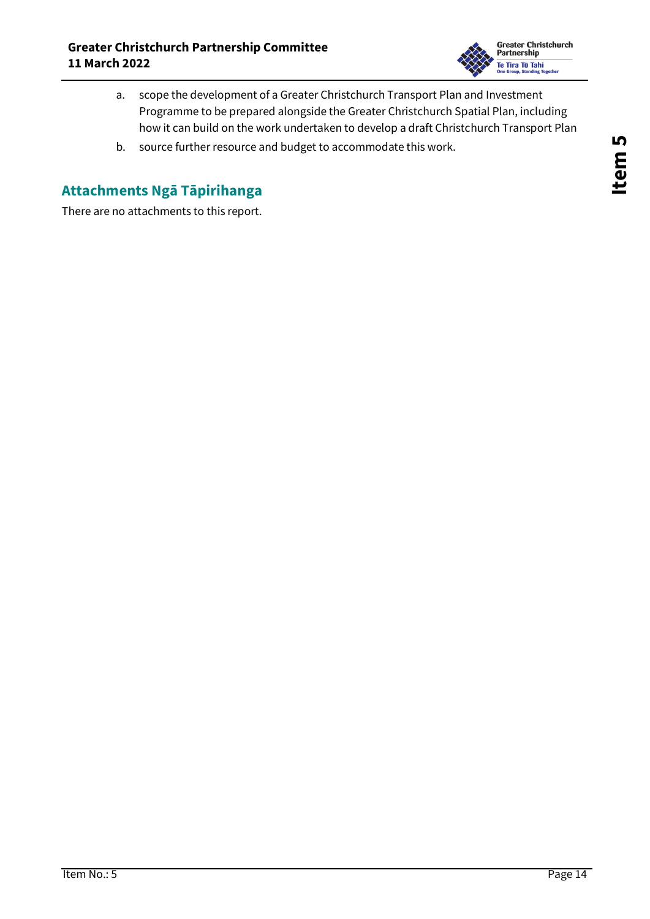a. scope the development of a Greater Christchurch Transport Plan and Investment Programme to be prepared alongside the Greater Christchurch Spatial Plan, including how it can build on the work undertaken to develop a draft Christchurch Transport Plan
b. source further resource and budget to accommodate this work.

## Attachments Ngā Tāpirihanga

There are no attachments to this report.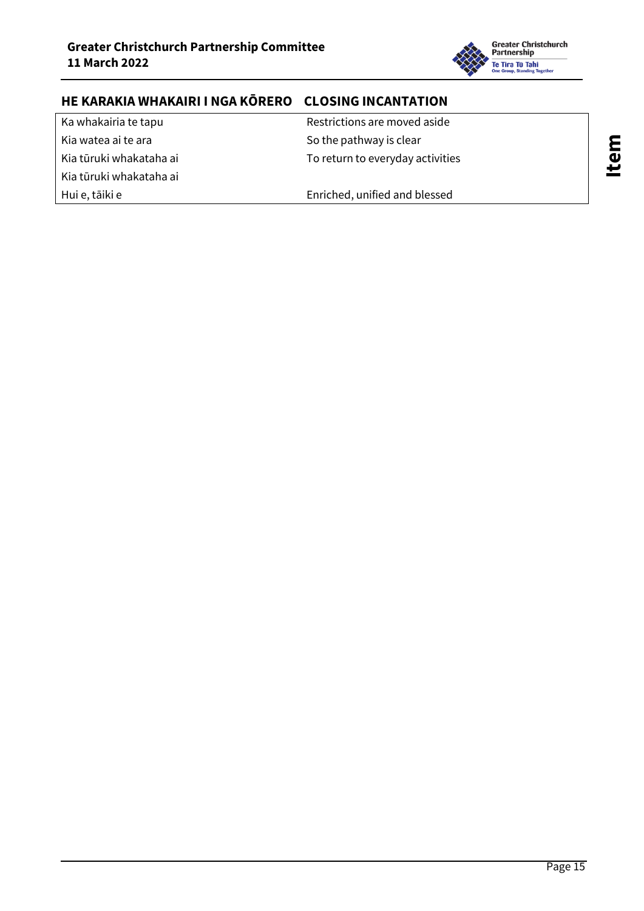## HE KARAKIA WHAKAIRI I NGA KŌRERO CLOSING INCANTATION

| | |
|---|---|
| Ka whakairia te tapu | Restrictions are moved aside |
| Kia watea ai te ara | So the pathway is clear |
| Kia tūruki whakataha ai | To return to everyday activities |
| Kia tūruki whakataha ai | |
| Hui e, tāiki e | Enriched, unified and blessed |